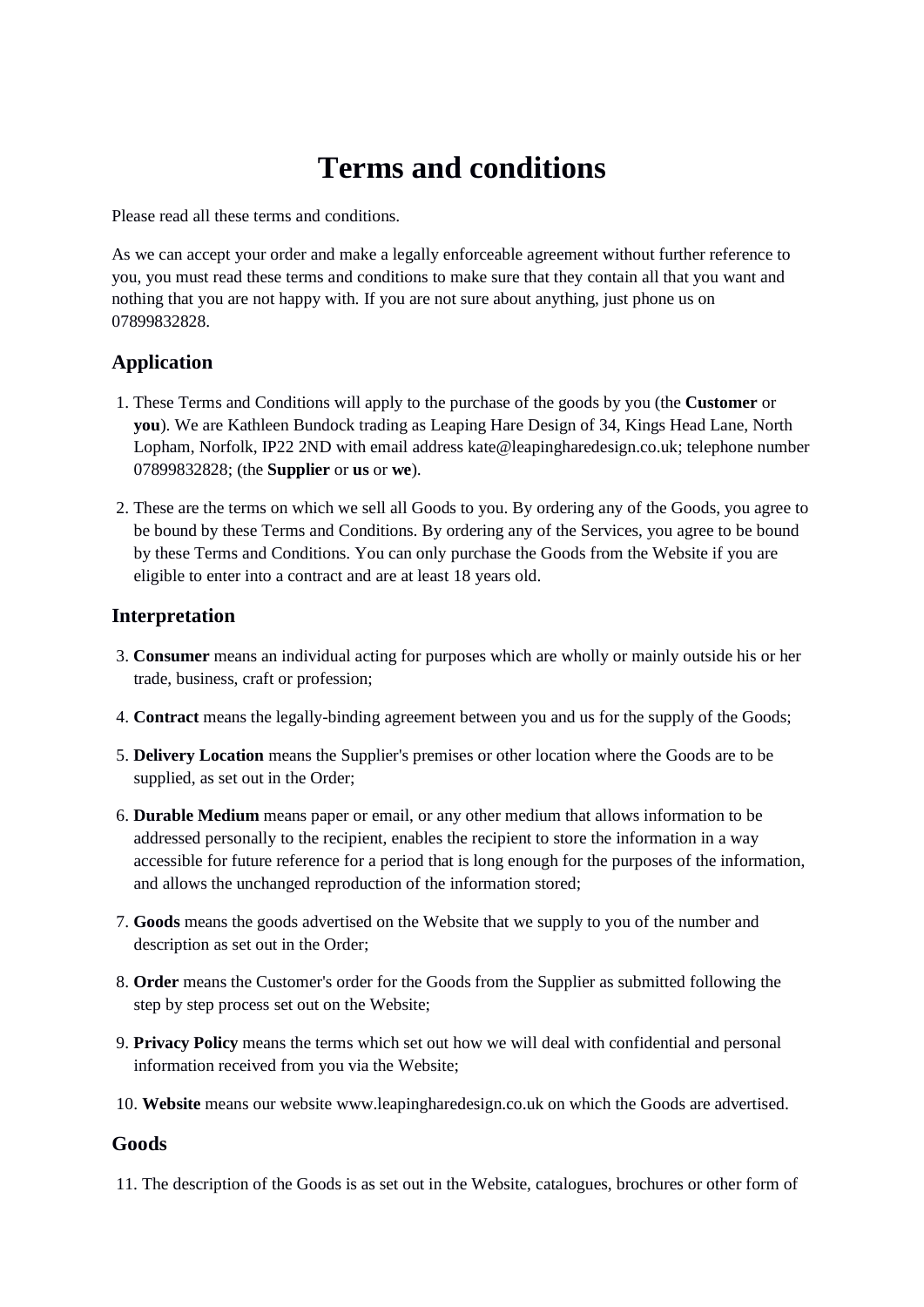# Terms and conditions

Please read all these terms and conditions.

As we can accept your order and make a legally enforceable agreement without further reference to you, you must read these terms and conditions to make sure that they contain all that you want and nothing that you are not happy with. If you are not sure about anything, just phone us on 07899832828.

## Application

1. These Terms and Conditions will apply to the purchase of the goods by you (the **Customer** or **you**). We are Kathleen Bundock trading as Leaping Hare Design of 34, Kings Head Lane, North Lopham, Norfolk, IP22 2ND with email address kate@leapingharedesign.co.uk; telephone number 07899832828; (the **Supplier** or **us** or **we**).

2. These are the terms on which we sell all Goods to you. By ordering any of the Goods, you agree to be bound by these Terms and Conditions. By ordering any of the Services, you agree to be bound by these Terms and Conditions. You can only purchase the Goods from the Website if you are eligible to enter into a contract and are at least 18 years old.

## Interpretation

3. **Consumer** means an individual acting for purposes which are wholly or mainly outside his or her trade, business, craft or profession;

4. **Contract** means the legally-binding agreement between you and us for the supply of the Goods;

5. **Delivery Location** means the Supplier's premises or other location where the Goods are to be supplied, as set out in the Order;

6. **Durable Medium** means paper or email, or any other medium that allows information to be addressed personally to the recipient, enables the recipient to store the information in a way accessible for future reference for a period that is long enough for the purposes of the information, and allows the unchanged reproduction of the information stored;

7. **Goods** means the goods advertised on the Website that we supply to you of the number and description as set out in the Order;

8. **Order** means the Customer's order for the Goods from the Supplier as submitted following the step by step process set out on the Website;

9. **Privacy Policy** means the terms which set out how we will deal with confidential and personal information received from you via the Website;

10. **Website** means our website www.leapingharedesign.co.uk on which the Goods are advertised.

## Goods

11. The description of the Goods is as set out in the Website, catalogues, brochures or other form of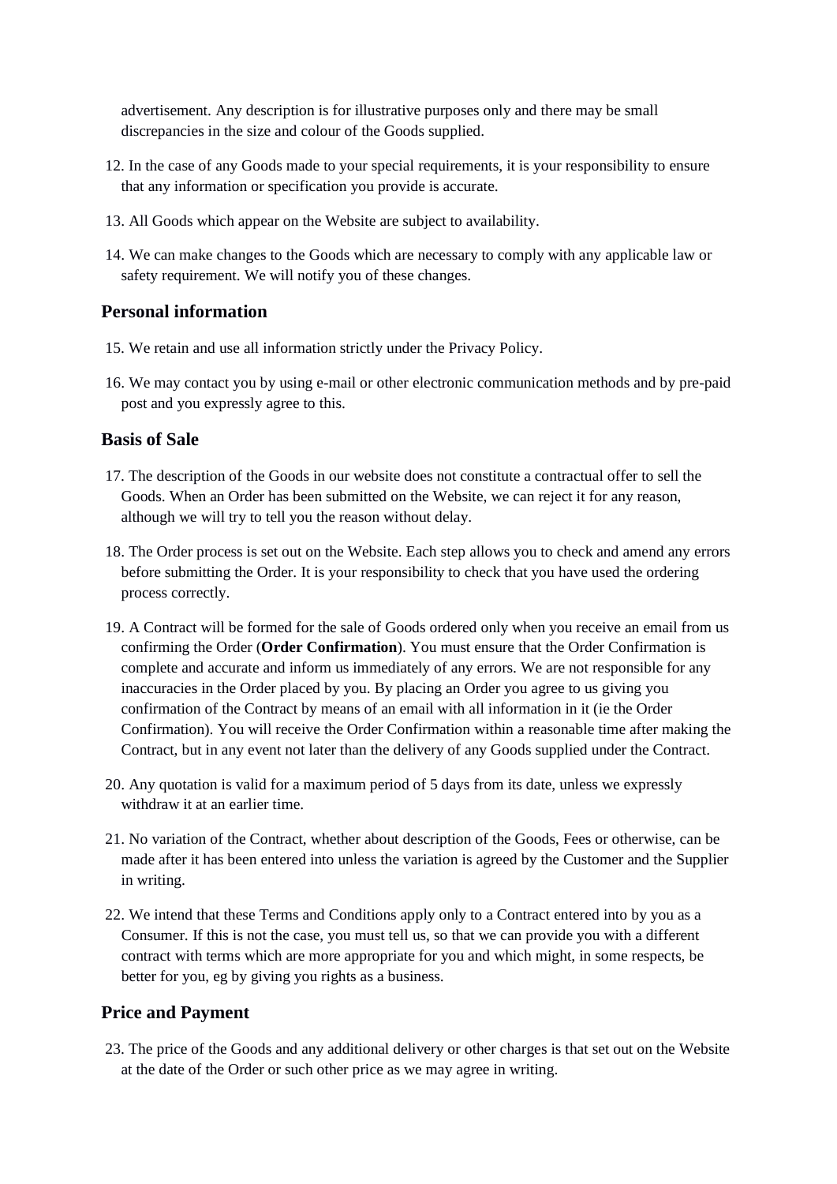advertisement. Any description is for illustrative purposes only and there may be small discrepancies in the size and colour of the Goods supplied.

12. In the case of any Goods made to your special requirements, it is your responsibility to ensure that any information or specification you provide is accurate.

13. All Goods which appear on the Website are subject to availability.

14. We can make changes to the Goods which are necessary to comply with any applicable law or safety requirement. We will notify you of these changes.

## Personal information

15. We retain and use all information strictly under the Privacy Policy.

16. We may contact you by using e-mail or other electronic communication methods and by pre-paid post and you expressly agree to this.

## Basis of Sale

17. The description of the Goods in our website does not constitute a contractual offer to sell the Goods. When an Order has been submitted on the Website, we can reject it for any reason, although we will try to tell you the reason without delay.

18. The Order process is set out on the Website. Each step allows you to check and amend any errors before submitting the Order. It is your responsibility to check that you have used the ordering process correctly.

19. A Contract will be formed for the sale of Goods ordered only when you receive an email from us confirming the Order (**Order Confirmation**). You must ensure that the Order Confirmation is complete and accurate and inform us immediately of any errors. We are not responsible for any inaccuracies in the Order placed by you. By placing an Order you agree to us giving you confirmation of the Contract by means of an email with all information in it (ie the Order Confirmation). You will receive the Order Confirmation within a reasonable time after making the Contract, but in any event not later than the delivery of any Goods supplied under the Contract.

20. Any quotation is valid for a maximum period of 5 days from its date, unless we expressly withdraw it at an earlier time.

21. No variation of the Contract, whether about description of the Goods, Fees or otherwise, can be made after it has been entered into unless the variation is agreed by the Customer and the Supplier in writing.

22. We intend that these Terms and Conditions apply only to a Contract entered into by you as a Consumer. If this is not the case, you must tell us, so that we can provide you with a different contract with terms which are more appropriate for you and which might, in some respects, be better for you, eg by giving you rights as a business.

## Price and Payment

23. The price of the Goods and any additional delivery or other charges is that set out on the Website at the date of the Order or such other price as we may agree in writing.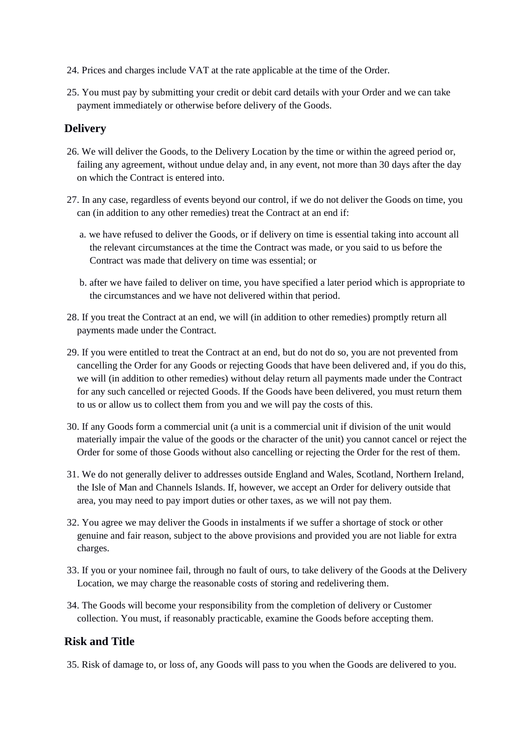24. Prices and charges include VAT at the rate applicable at the time of the Order.

25. You must pay by submitting your credit or debit card details with your Order and we can take payment immediately or otherwise before delivery of the Goods.

## Delivery

26. We will deliver the Goods, to the Delivery Location by the time or within the agreed period or, failing any agreement, without undue delay and, in any event, not more than 30 days after the day on which the Contract is entered into.

27. In any case, regardless of events beyond our control, if we do not deliver the Goods on time, you can (in addition to any other remedies) treat the Contract at an end if:

    a. we have refused to deliver the Goods, or if delivery on time is essential taking into account all the relevant circumstances at the time the Contract was made, or you said to us before the Contract was made that delivery on time was essential; or

    b. after we have failed to deliver on time, you have specified a later period which is appropriate to the circumstances and we have not delivered within that period.

28. If you treat the Contract at an end, we will (in addition to other remedies) promptly return all payments made under the Contract.

29. If you were entitled to treat the Contract at an end, but do not do so, you are not prevented from cancelling the Order for any Goods or rejecting Goods that have been delivered and, if you do this, we will (in addition to other remedies) without delay return all payments made under the Contract for any such cancelled or rejected Goods. If the Goods have been delivered, you must return them to us or allow us to collect them from you and we will pay the costs of this.

30. If any Goods form a commercial unit (a unit is a commercial unit if division of the unit would materially impair the value of the goods or the character of the unit) you cannot cancel or reject the Order for some of those Goods without also cancelling or rejecting the Order for the rest of them.

31. We do not generally deliver to addresses outside England and Wales, Scotland, Northern Ireland, the Isle of Man and Channels Islands. If, however, we accept an Order for delivery outside that area, you may need to pay import duties or other taxes, as we will not pay them.

32. You agree we may deliver the Goods in instalments if we suffer a shortage of stock or other genuine and fair reason, subject to the above provisions and provided you are not liable for extra charges.

33. If you or your nominee fail, through no fault of ours, to take delivery of the Goods at the Delivery Location, we may charge the reasonable costs of storing and redelivering them.

34. The Goods will become your responsibility from the completion of delivery or Customer collection. You must, if reasonably practicable, examine the Goods before accepting them.

## Risk and Title

35. Risk of damage to, or loss of, any Goods will pass to you when the Goods are delivered to you.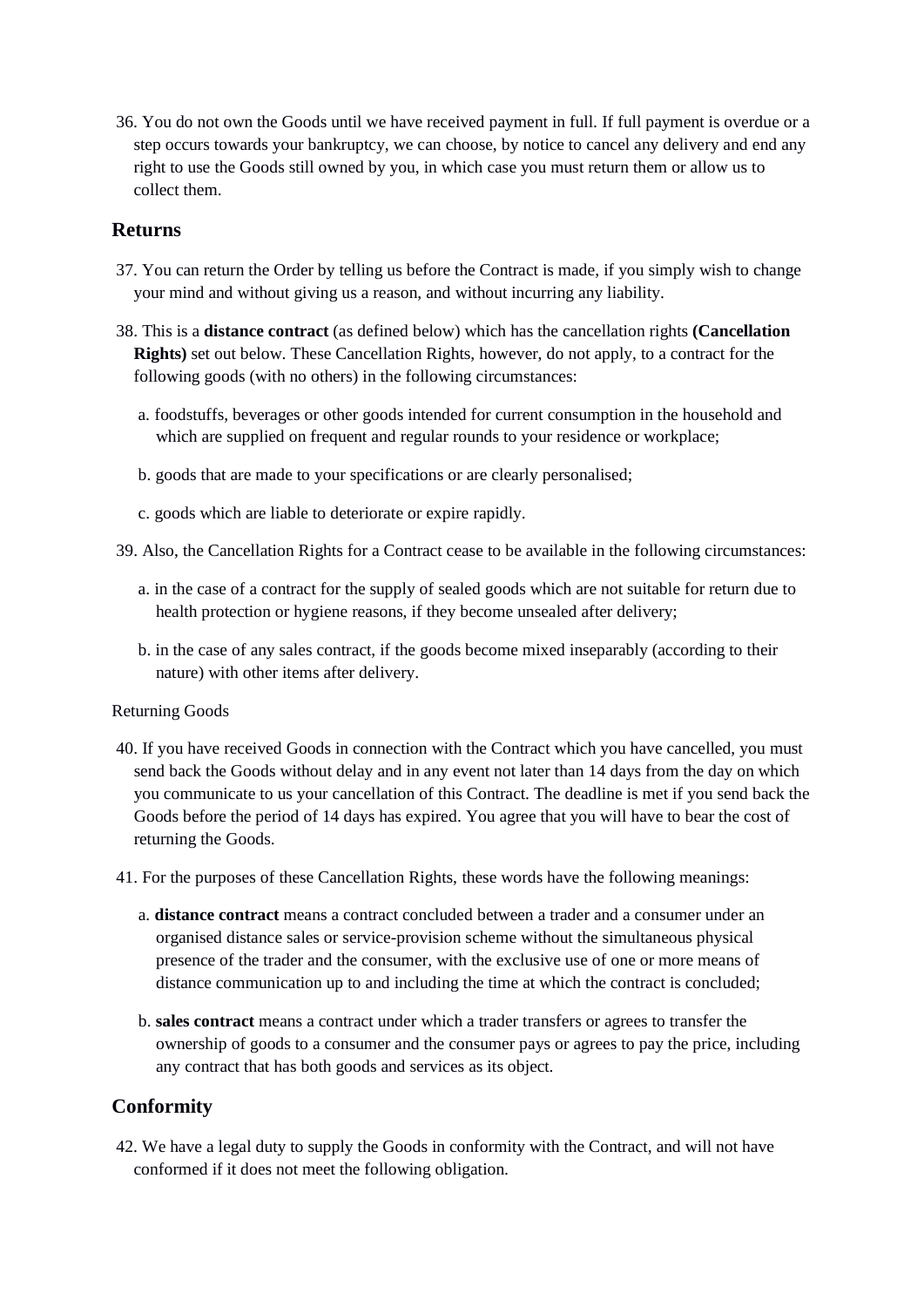36. You do not own the Goods until we have received payment in full. If full payment is overdue or a step occurs towards your bankruptcy, we can choose, by notice to cancel any delivery and end any right to use the Goods still owned by you, in which case you must return them or allow us to collect them.

## Returns

37. You can return the Order by telling us before the Contract is made, if you simply wish to change your mind and without giving us a reason, and without incurring any liability.

38. This is a **distance contract** (as defined below) which has the cancellation rights **(Cancellation Rights)** set out below. These Cancellation Rights, however, do not apply, to a contract for the following goods (with no others) in the following circumstances:

   a. foodstuffs, beverages or other goods intended for current consumption in the household and which are supplied on frequent and regular rounds to your residence or workplace;

   b. goods that are made to your specifications or are clearly personalised;

   c. goods which are liable to deteriorate or expire rapidly.

39. Also, the Cancellation Rights for a Contract cease to be available in the following circumstances:

   a. in the case of a contract for the supply of sealed goods which are not suitable for return due to health protection or hygiene reasons, if they become unsealed after delivery;

   b. in the case of any sales contract, if the goods become mixed inseparably (according to their nature) with other items after delivery.

Returning Goods

40. If you have received Goods in connection with the Contract which you have cancelled, you must send back the Goods without delay and in any event not later than 14 days from the day on which you communicate to us your cancellation of this Contract. The deadline is met if you send back the Goods before the period of 14 days has expired. You agree that you will have to bear the cost of returning the Goods.

41. For the purposes of these Cancellation Rights, these words have the following meanings:

   a. **distance contract** means a contract concluded between a trader and a consumer under an organised distance sales or service-provision scheme without the simultaneous physical presence of the trader and the consumer, with the exclusive use of one or more means of distance communication up to and including the time at which the contract is concluded;

   b. **sales contract** means a contract under which a trader transfers or agrees to transfer the ownership of goods to a consumer and the consumer pays or agrees to pay the price, including any contract that has both goods and services as its object.

## Conformity

42. We have a legal duty to supply the Goods in conformity with the Contract, and will not have conformed if it does not meet the following obligation.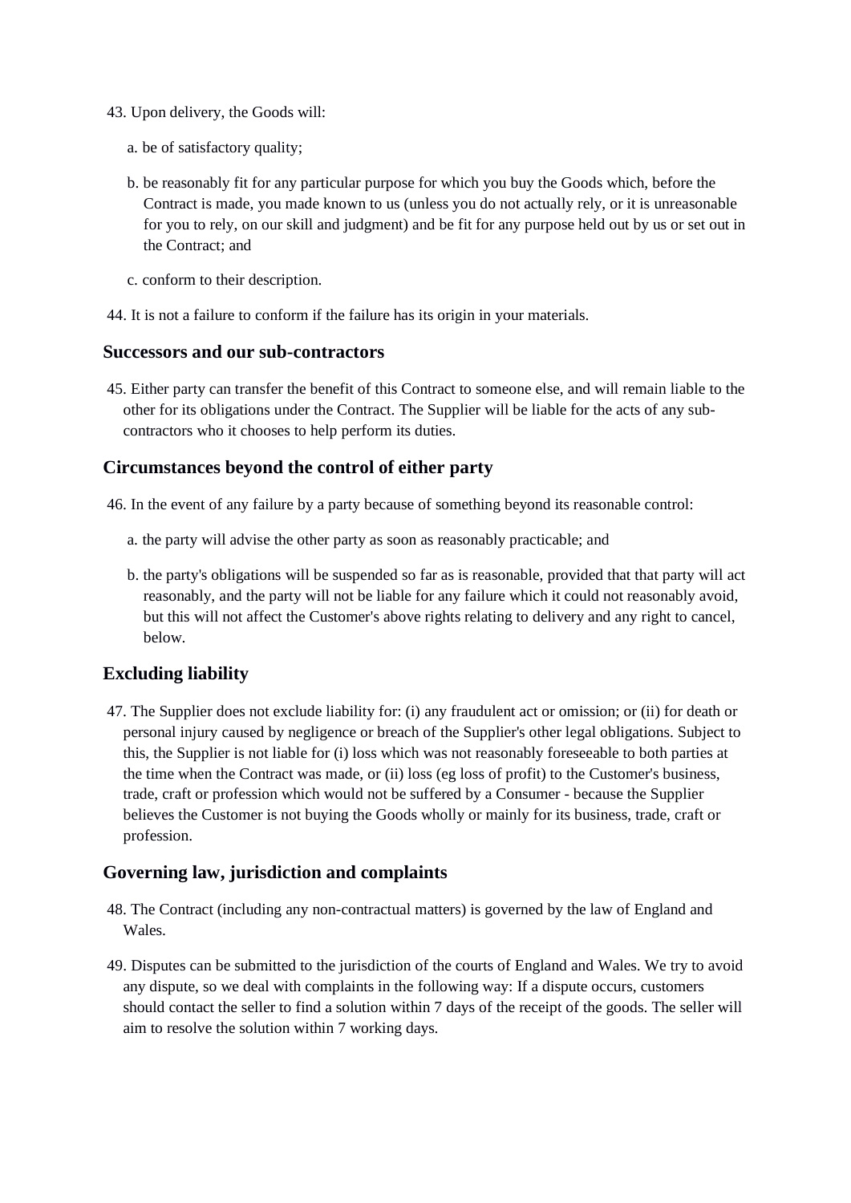43. Upon delivery, the Goods will:

   a. be of satisfactory quality;

   b. be reasonably fit for any particular purpose for which you buy the Goods which, before the Contract is made, you made known to us (unless you do not actually rely, or it is unreasonable for you to rely, on our skill and judgment) and be fit for any purpose held out by us or set out in the Contract; and

   c. conform to their description.

44. It is not a failure to conform if the failure has its origin in your materials.

## Successors and our sub-contractors

45. Either party can transfer the benefit of this Contract to someone else, and will remain liable to the other for its obligations under the Contract. The Supplier will be liable for the acts of any sub-contractors who it chooses to help perform its duties.

## Circumstances beyond the control of either party

46. In the event of any failure by a party because of something beyond its reasonable control:

   a. the party will advise the other party as soon as reasonably practicable; and

   b. the party's obligations will be suspended so far as is reasonable, provided that that party will act reasonably, and the party will not be liable for any failure which it could not reasonably avoid, but this will not affect the Customer's above rights relating to delivery and any right to cancel, below.

## Excluding liability

47. The Supplier does not exclude liability for: (i) any fraudulent act or omission; or (ii) for death or personal injury caused by negligence or breach of the Supplier's other legal obligations. Subject to this, the Supplier is not liable for (i) loss which was not reasonably foreseeable to both parties at the time when the Contract was made, or (ii) loss (eg loss of profit) to the Customer's business, trade, craft or profession which would not be suffered by a Consumer - because the Supplier believes the Customer is not buying the Goods wholly or mainly for its business, trade, craft or profession.

## Governing law, jurisdiction and complaints

48. The Contract (including any non-contractual matters) is governed by the law of England and Wales.

49. Disputes can be submitted to the jurisdiction of the courts of England and Wales. We try to avoid any dispute, so we deal with complaints in the following way: If a dispute occurs, customers should contact the seller to find a solution within 7 days of the receipt of the goods. The seller will aim to resolve the solution within 7 working days.